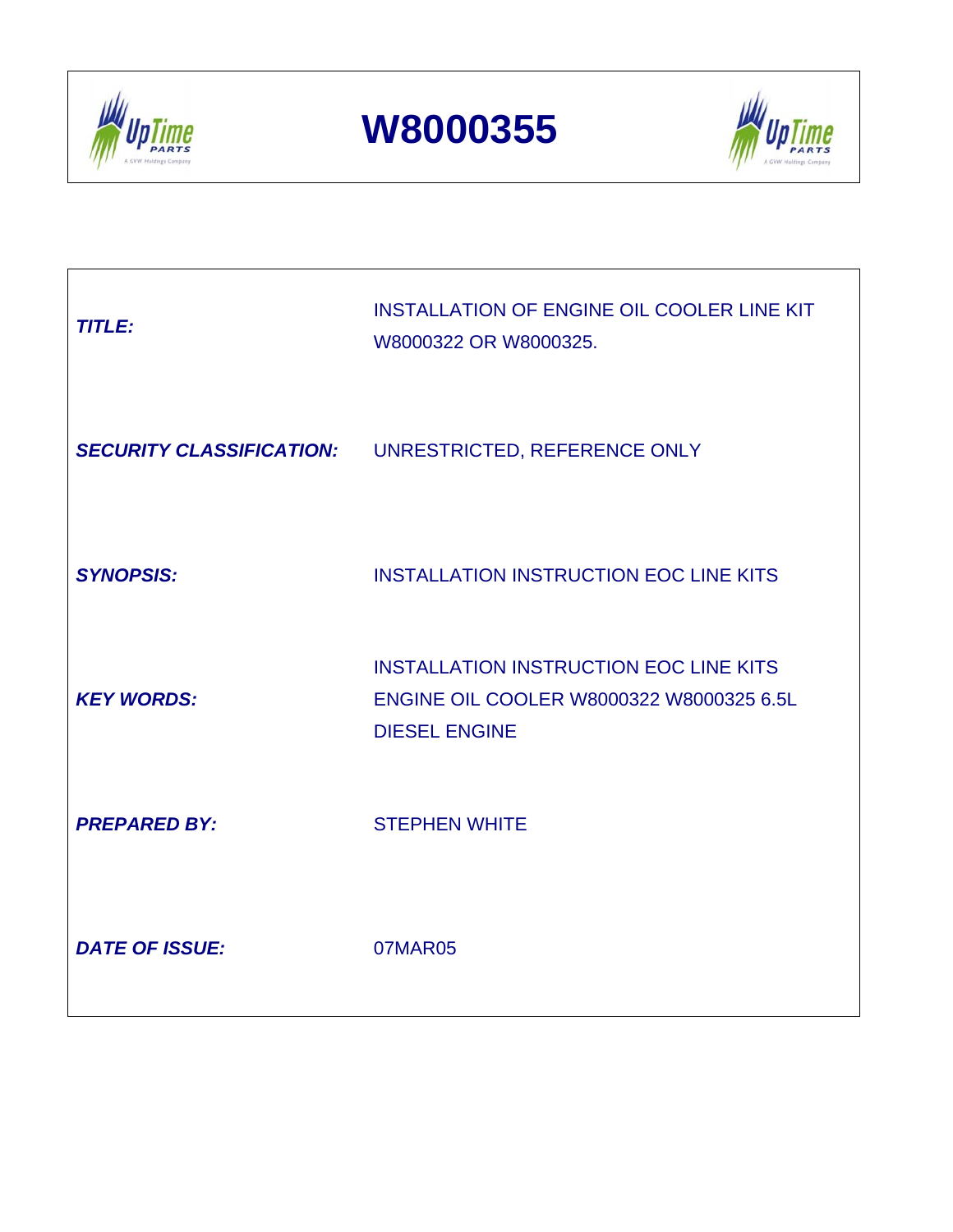# W8000355

| | |
|---|---|
| ***TITLE:*** | INSTALLATION OF ENGINE OIL COOLER LINE KIT W8000322 OR W8000325. |
| ***SECURITY CLASSIFICATION:*** | UNRESTRICTED, REFERENCE ONLY |
| ***SYNOPSIS:*** | INSTALLATION INSTRUCTION EOC LINE KITS |
| ***KEY WORDS:*** | INSTALLATION INSTRUCTION EOC LINE KITS ENGINE OIL COOLER W8000322 W8000325 6.5L DIESEL ENGINE |
| ***PREPARED BY:*** | STEPHEN WHITE |
| ***DATE OF ISSUE:*** | 07MAR05 |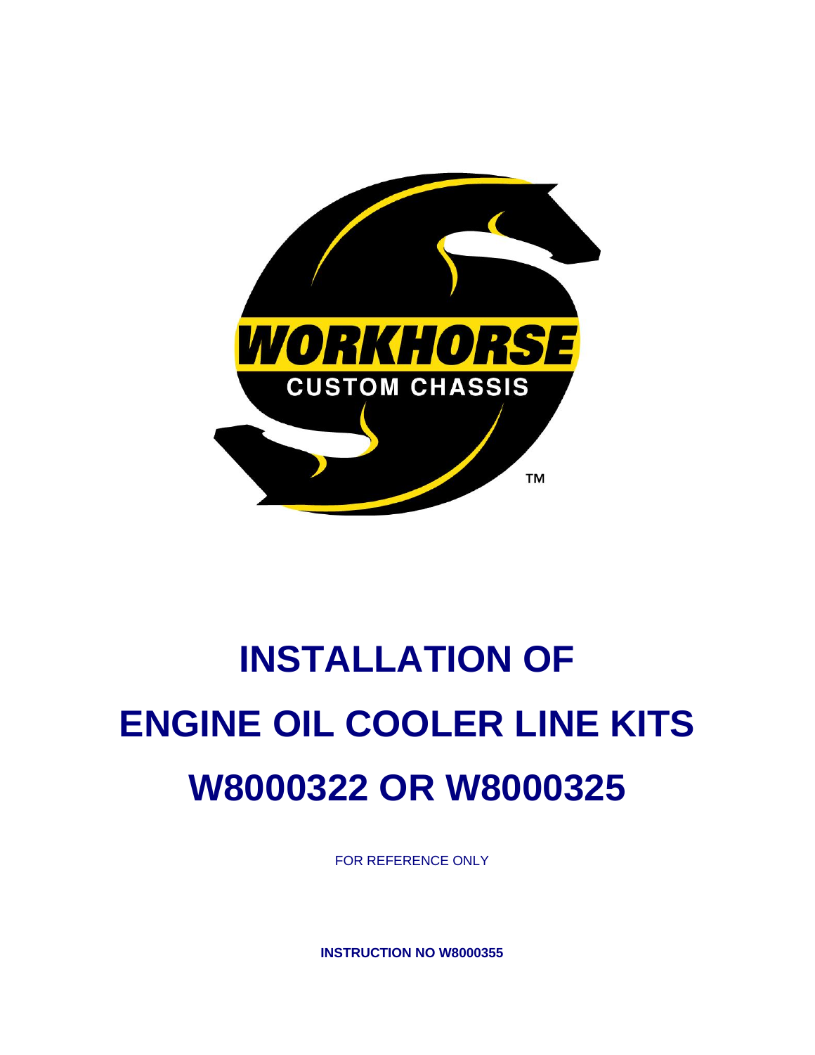# INSTALLATION OF ENGINE OIL COOLER LINE KITS W8000322 OR W8000325

FOR REFERENCE ONLY

**INSTRUCTION NO W8000355**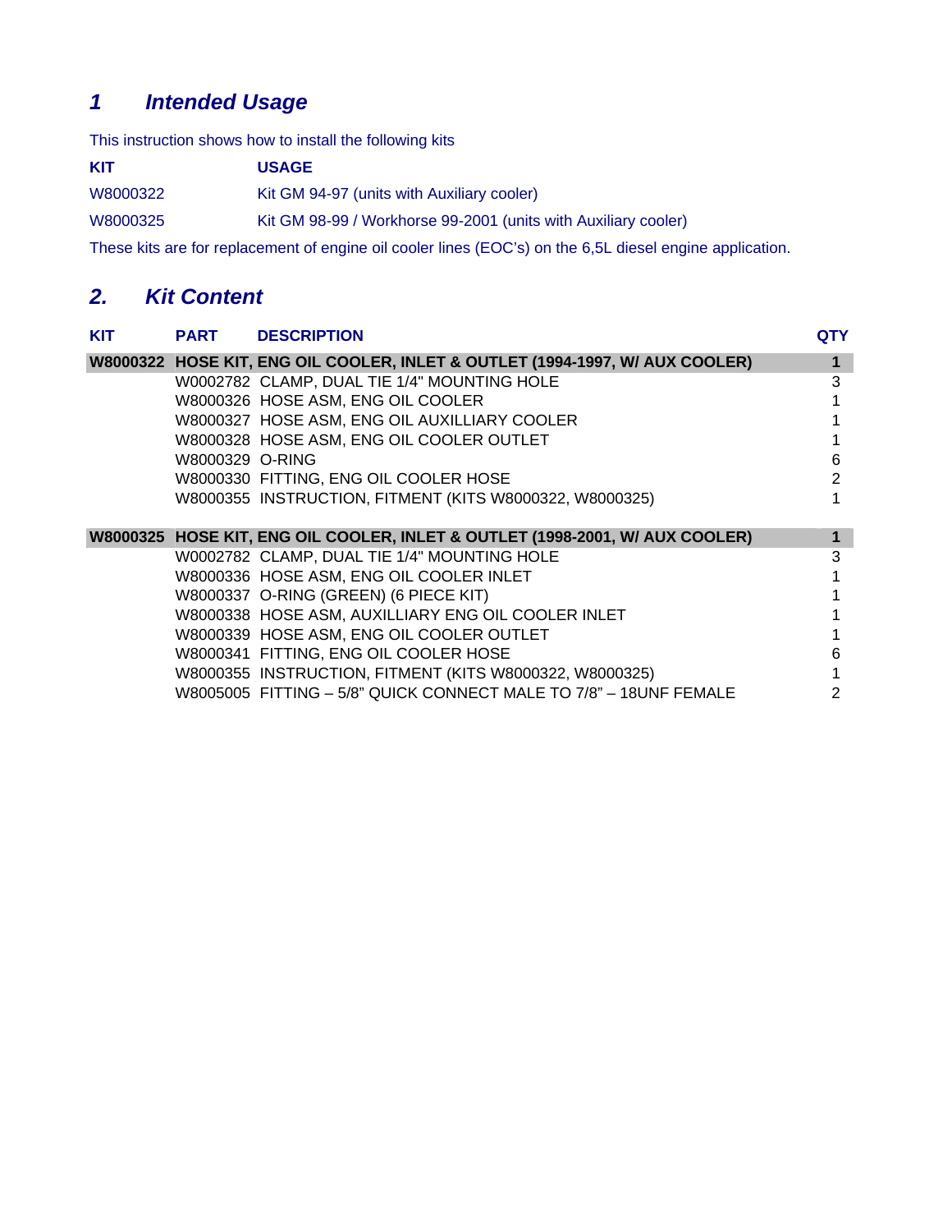## 1 *Intended Usage*

This instruction shows how to install the following kits

| KIT | USAGE |
| --- | --- |
| W8000322 | Kit GM 94-97 (units with Auxiliary cooler) |
| W8000325 | Kit GM 98-99 / Workhorse 99-2001 (units with Auxiliary cooler) |

These kits are for replacement of engine oil cooler lines (EOC's) on the 6,5L diesel engine application.

## 2. *Kit Content*

| KIT | PART | DESCRIPTION | QTY |
| --- | --- | --- | --- |
| **W8000322** | **HOSE KIT, ENG OIL COOLER, INLET & OUTLET (1994-1997, W/ AUX COOLER)** | | **1** |
| | W0002782 | CLAMP, DUAL TIE 1/4" MOUNTING HOLE | 3 |
| | W8000326 | HOSE ASM, ENG OIL COOLER | 1 |
| | W8000327 | HOSE ASM, ENG OIL AUXILLIARY COOLER | 1 |
| | W8000328 | HOSE ASM, ENG OIL COOLER OUTLET | 1 |
| | W8000329 | O-RING | 6 |
| | W8000330 | FITTING, ENG OIL COOLER HOSE | 2 |
| | W8000355 | INSTRUCTION, FITMENT (KITS W8000322, W8000325) | 1 |
| **W8000325** | **HOSE KIT, ENG OIL COOLER, INLET & OUTLET (1998-2001, W/ AUX COOLER)** | | **1** |
| | W0002782 | CLAMP, DUAL TIE 1/4" MOUNTING HOLE | 3 |
| | W8000336 | HOSE ASM, ENG OIL COOLER INLET | 1 |
| | W8000337 | O-RING (GREEN) (6 PIECE KIT) | 1 |
| | W8000338 | HOSE ASM, AUXILLIARY ENG OIL COOLER INLET | 1 |
| | W8000339 | HOSE ASM, ENG OIL COOLER OUTLET | 1 |
| | W8000341 | FITTING, ENG OIL COOLER HOSE | 6 |
| | W8000355 | INSTRUCTION, FITMENT (KITS W8000322, W8000325) | 1 |
| | W8005005 | FITTING – 5/8" QUICK CONNECT MALE TO 7/8" – 18UNF FEMALE | 2 |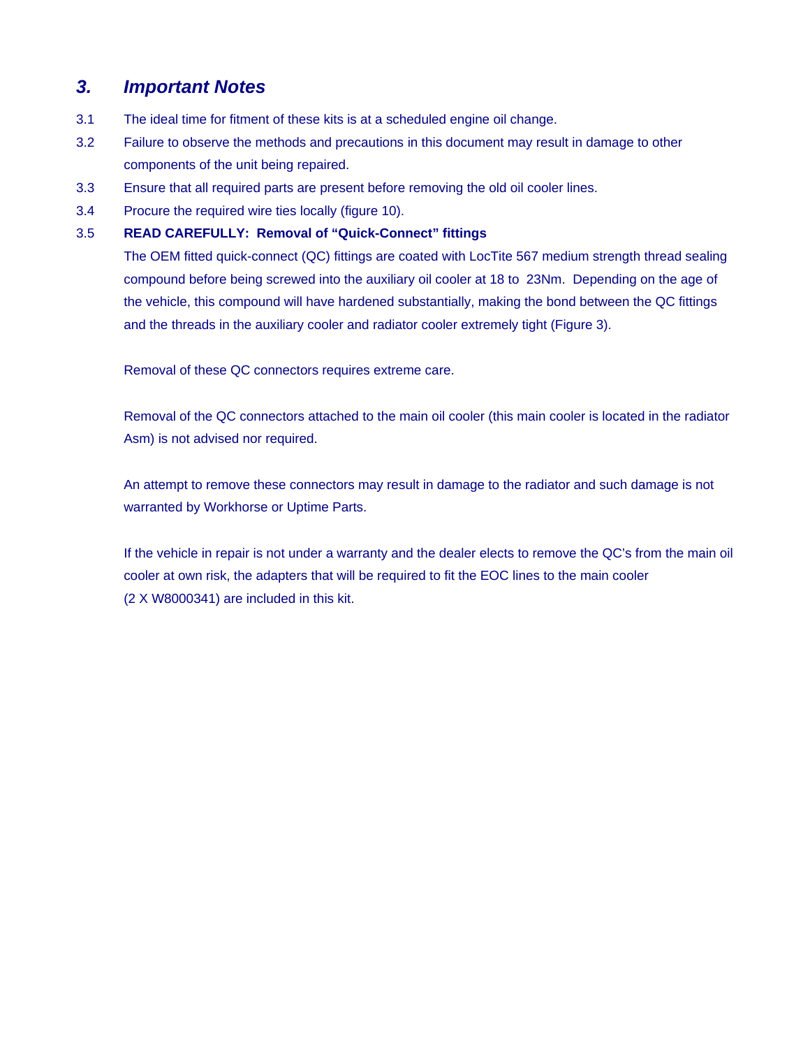## 3. *Important Notes*

3.1 The ideal time for fitment of these kits is at a scheduled engine oil change.

3.2 Failure to observe the methods and precautions in this document may result in damage to other components of the unit being repaired.

3.3 Ensure that all required parts are present before removing the old oil cooler lines.

3.4 Procure the required wire ties locally (figure 10).

3.5 **READ CAREFULLY: Removal of “Quick-Connect” fittings**

The OEM fitted quick-connect (QC) fittings are coated with LocTite 567 medium strength thread sealing compound before being screwed into the auxiliary oil cooler at 18 to 23Nm. Depending on the age of the vehicle, this compound will have hardened substantially, making the bond between the QC fittings and the threads in the auxiliary cooler and radiator cooler extremely tight (Figure 3).

Removal of these QC connectors requires extreme care.

Removal of the QC connectors attached to the main oil cooler (this main cooler is located in the radiator Asm) is not advised nor required.

An attempt to remove these connectors may result in damage to the radiator and such damage is not warranted by Workhorse or Uptime Parts.

If the vehicle in repair is not under a warranty and the dealer elects to remove the QC’s from the main oil cooler at own risk, the adapters that will be required to fit the EOC lines to the main cooler (2 X W8000341) are included in this kit.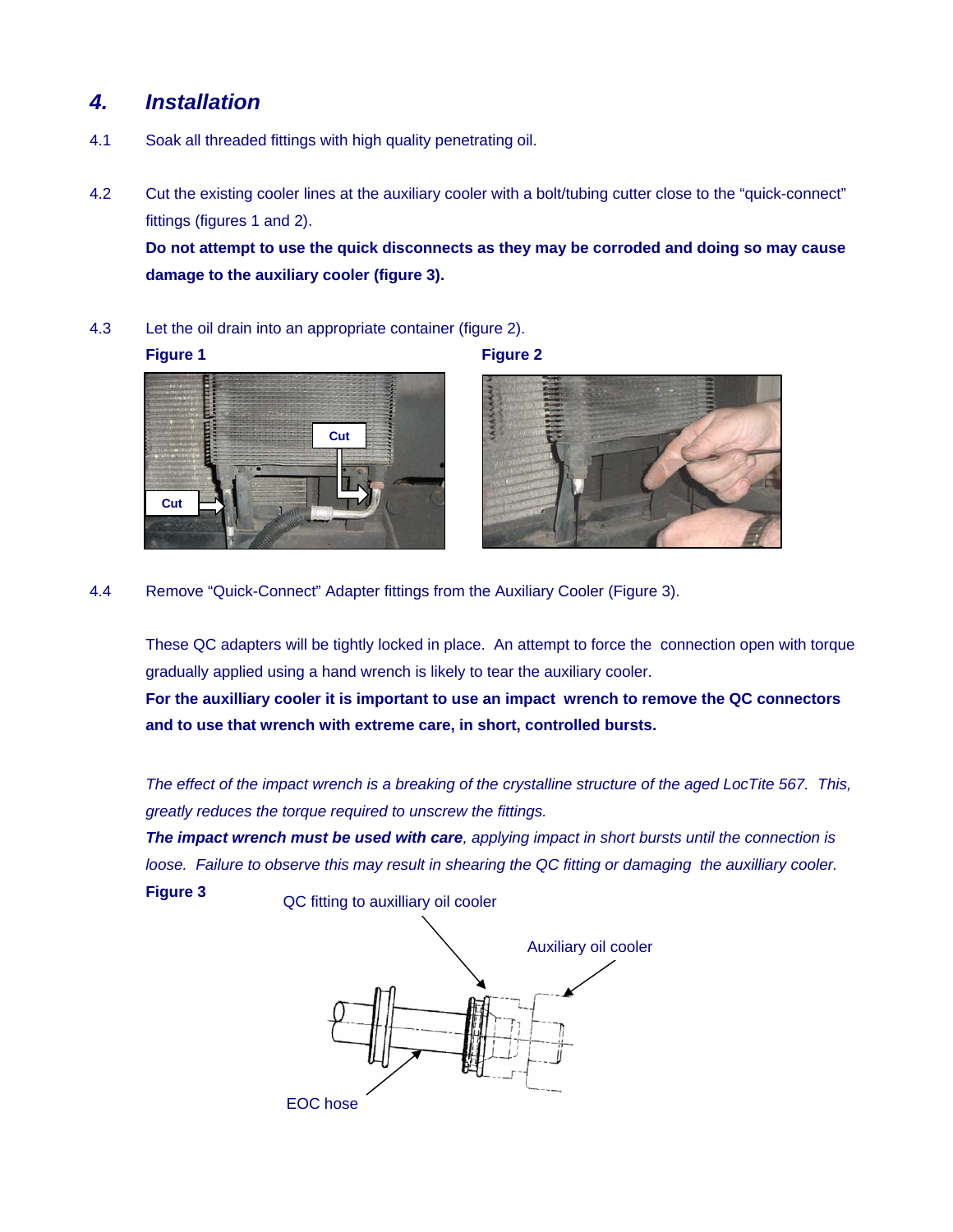## 4. *Installation*

4.1 Soak all threaded fittings with high quality penetrating oil.

4.2 Cut the existing cooler lines at the auxiliary cooler with a bolt/tubing cutter close to the “quick-connect” fittings (figures 1 and 2).

**Do not attempt to use the quick disconnects as they may be corroded and doing so may cause damage to the auxiliary cooler (figure 3).**

4.3 Let the oil drain into an appropriate container (figure 2).

**Figure 1**

**Figure 2**

4.4 Remove “Quick-Connect” Adapter fittings from the Auxiliary Cooler (Figure 3).

These QC adapters will be tightly locked in place. An attempt to force the connection open with torque gradually applied using a hand wrench is likely to tear the auxiliary cooler.

**For the auxilliary cooler it is important to use an impact wrench to remove the QC connectors and to use that wrench with extreme care, in short, controlled bursts.**

*The effect of the impact wrench is a breaking of the crystalline structure of the aged LocTite 567. This, greatly reduces the torque required to unscrew the fittings.*

***The impact wrench must be used with care****, applying impact in short bursts until the connection is loose. Failure to observe this may result in shearing the QC fitting or damaging the auxilliary cooler.*

**Figure 3**

QC fitting to auxilliary oil cooler

Auxiliary oil cooler

EOC hose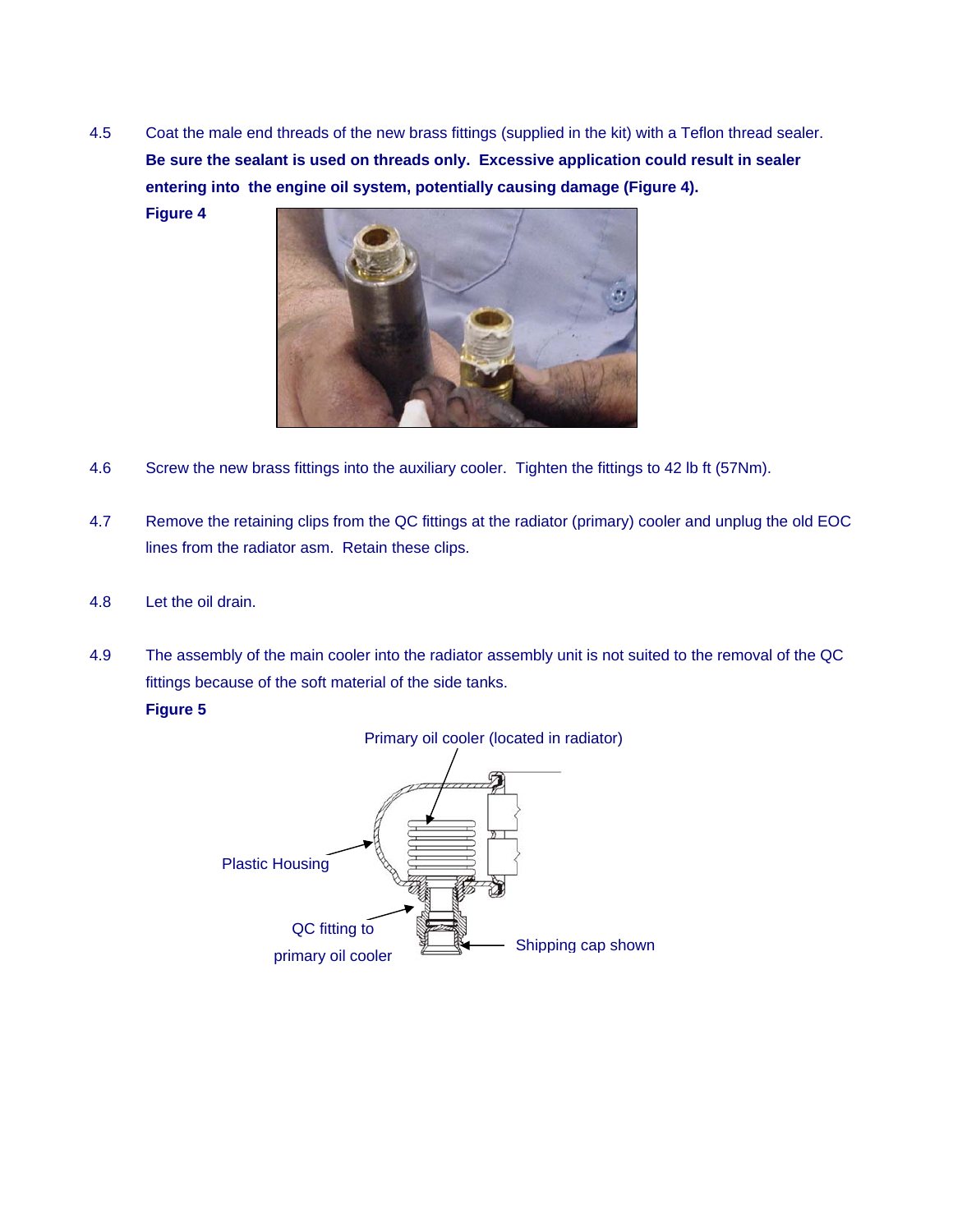4.5 Coat the male end threads of the new brass fittings (supplied in the kit) with a Teflon thread sealer. **Be sure the sealant is used on threads only. Excessive application could result in sealer entering into the engine oil system, potentially causing damage (Figure 4).**

**Figure 4**

4.6 Screw the new brass fittings into the auxiliary cooler. Tighten the fittings to 42 lb ft (57Nm).

4.7 Remove the retaining clips from the QC fittings at the radiator (primary) cooler and unplug the old EOC lines from the radiator asm. Retain these clips.

4.8 Let the oil drain.

4.9 The assembly of the main cooler into the radiator assembly unit is not suited to the removal of the QC fittings because of the soft material of the side tanks.

**Figure 5**

Primary oil cooler (located in radiator)

Plastic Housing

QC fitting to primary oil cooler

Shipping cap shown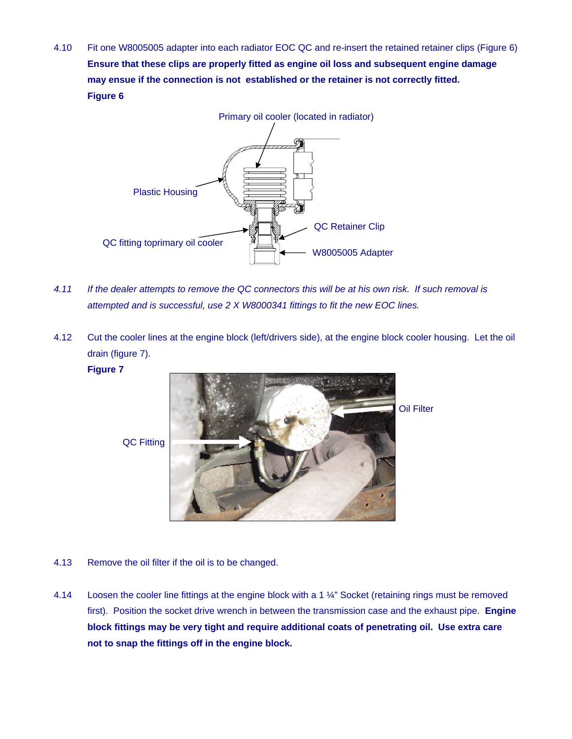4.10 Fit one W8005005 adapter into each radiator EOC QC and re-insert the retained retainer clips (Figure 6) **Ensure that these clips are properly fitted as engine oil loss and subsequent engine damage may ensue if the connection is not established or the retainer is not correctly fitted.**

**Figure 6**

Primary oil cooler (located in radiator)

Plastic Housing

QC Retainer Clip

QC fitting toprimary oil cooler

W8005005 Adapter

*4.11 If the dealer attempts to remove the QC connectors this will be at his own risk. If such removal is attempted and is successful, use 2 X W8000341 fittings to fit the new EOC lines.*

4.12 Cut the cooler lines at the engine block (left/drivers side), at the engine block cooler housing. Let the oil drain (figure 7).

**Figure 7**

Oil Filter

QC Fitting

4.13 Remove the oil filter if the oil is to be changed.

4.14 Loosen the cooler line fittings at the engine block with a 1 ¼" Socket (retaining rings must be removed first). Position the socket drive wrench in between the transmission case and the exhaust pipe. **Engine block fittings may be very tight and require additional coats of penetrating oil. Use extra care not to snap the fittings off in the engine block.**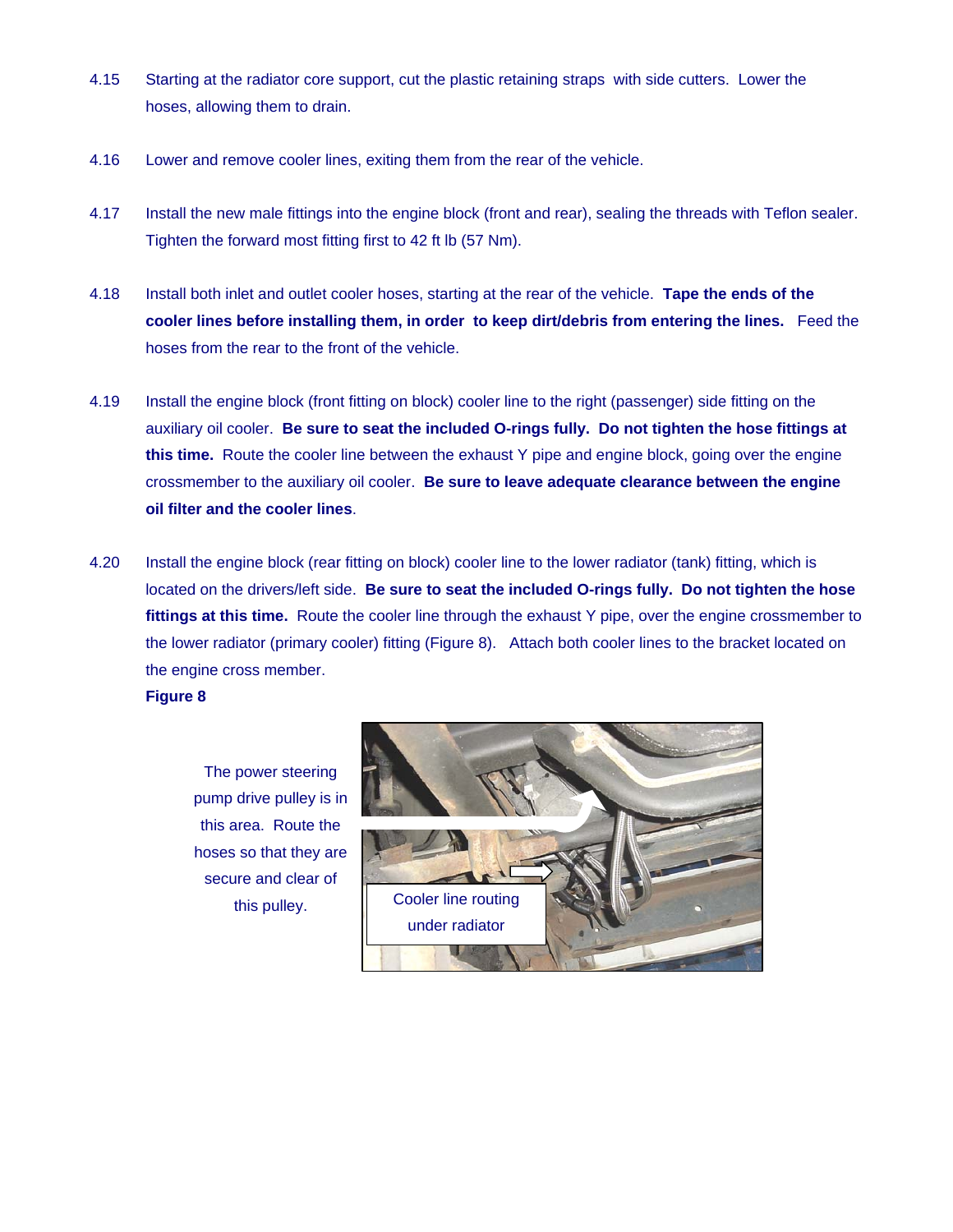4.15 Starting at the radiator core support, cut the plastic retaining straps with side cutters. Lower the hoses, allowing them to drain.

4.16 Lower and remove cooler lines, exiting them from the rear of the vehicle.

4.17 Install the new male fittings into the engine block (front and rear), sealing the threads with Teflon sealer. Tighten the forward most fitting first to 42 ft lb (57 Nm).

4.18 Install both inlet and outlet cooler hoses, starting at the rear of the vehicle. **Tape the ends of the cooler lines before installing them, in order to keep dirt/debris from entering the lines.** Feed the hoses from the rear to the front of the vehicle.

4.19 Install the engine block (front fitting on block) cooler line to the right (passenger) side fitting on the auxiliary oil cooler. **Be sure to seat the included O-rings fully. Do not tighten the hose fittings at this time.** Route the cooler line between the exhaust Y pipe and engine block, going over the engine crossmember to the auxiliary oil cooler. **Be sure to leave adequate clearance between the engine oil filter and the cooler lines**.

4.20 Install the engine block (rear fitting on block) cooler line to the lower radiator (tank) fitting, which is located on the drivers/left side. **Be sure to seat the included O-rings fully. Do not tighten the hose fittings at this time.** Route the cooler line through the exhaust Y pipe, over the engine crossmember to the lower radiator (primary cooler) fitting (Figure 8). Attach both cooler lines to the bracket located on the engine cross member.

**Figure 8**

The power steering pump drive pulley is in this area. Route the hoses so that they are secure and clear of this pulley.

Cooler line routing under radiator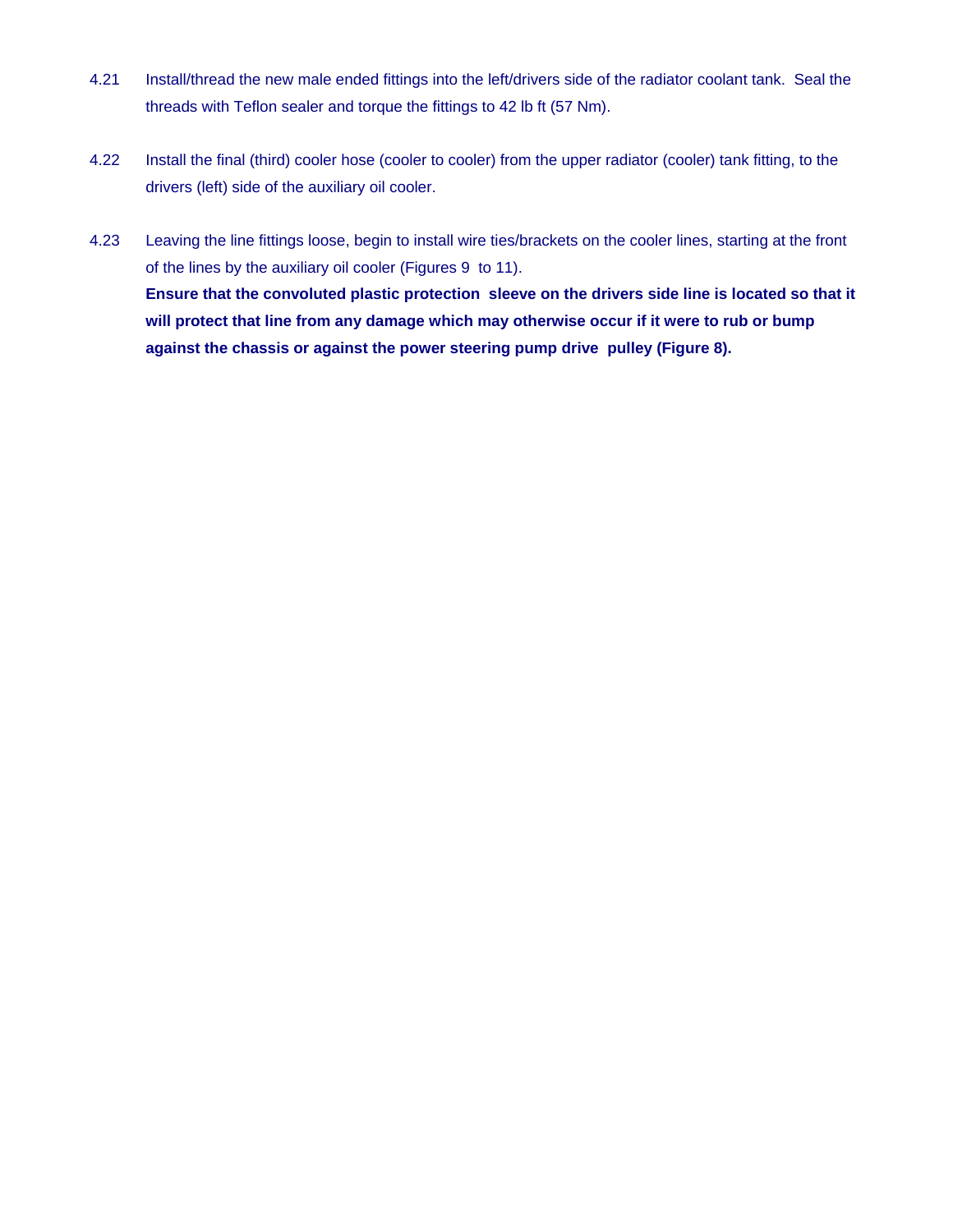4.21 Install/thread the new male ended fittings into the left/drivers side of the radiator coolant tank. Seal the threads with Teflon sealer and torque the fittings to 42 lb ft (57 Nm).

4.22 Install the final (third) cooler hose (cooler to cooler) from the upper radiator (cooler) tank fitting, to the drivers (left) side of the auxiliary oil cooler.

4.23 Leaving the line fittings loose, begin to install wire ties/brackets on the cooler lines, starting at the front of the lines by the auxiliary oil cooler (Figures 9 to 11).
**Ensure that the convoluted plastic protection sleeve on the drivers side line is located so that it will protect that line from any damage which may otherwise occur if it were to rub or bump against the chassis or against the power steering pump drive pulley (Figure 8).**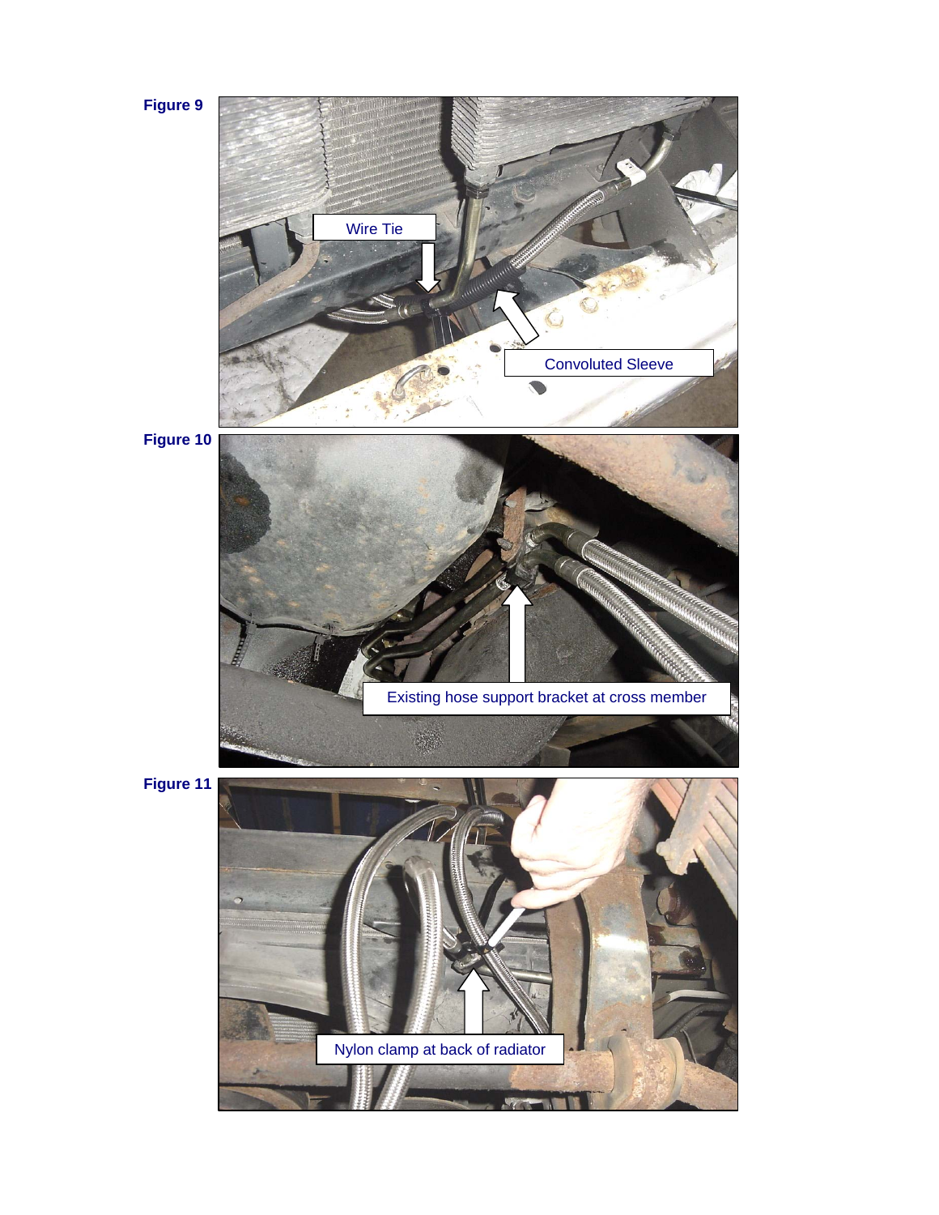**Figure 9**

Wire Tie

Convoluted Sleeve

**Figure 10**

Existing hose support bracket at cross member

**Figure 11**

Nylon clamp at back of radiator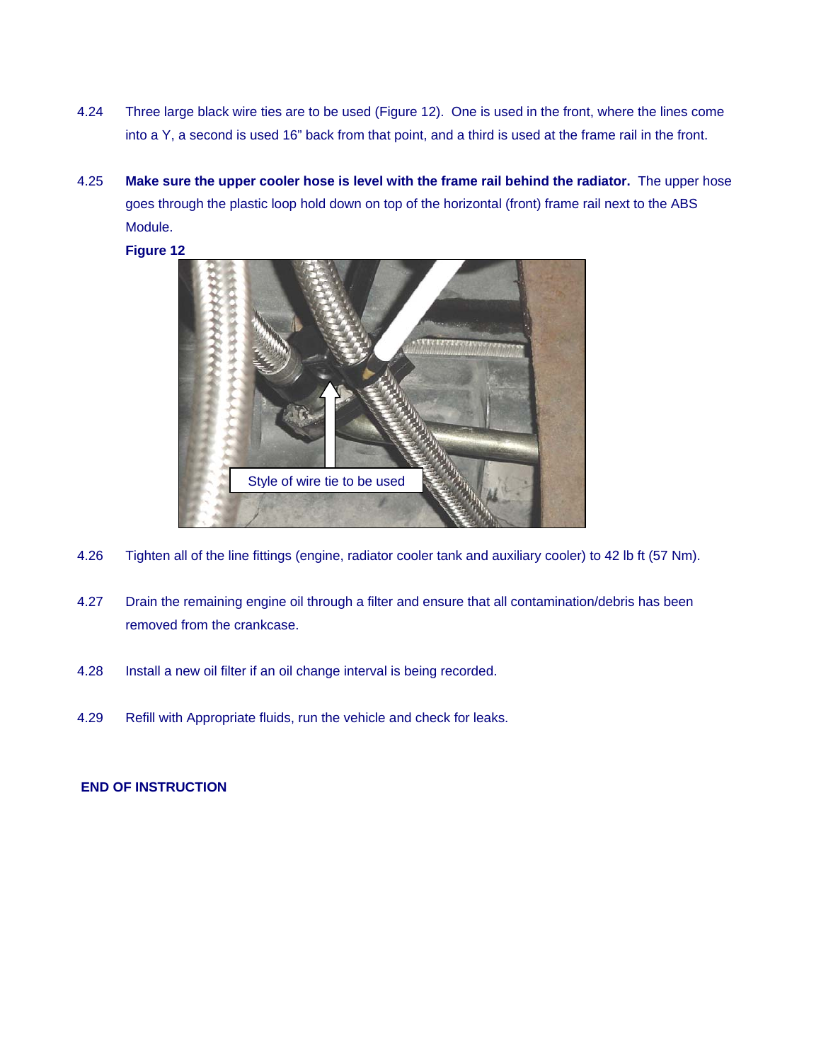4.24 Three large black wire ties are to be used (Figure 12). One is used in the front, where the lines come into a Y, a second is used 16" back from that point, and a third is used at the frame rail in the front.

4.25 **Make sure the upper cooler hose is level with the frame rail behind the radiator.** The upper hose goes through the plastic loop hold down on top of the horizontal (front) frame rail next to the ABS Module.

**Figure 12**

Style of wire tie to be used

4.26 Tighten all of the line fittings (engine, radiator cooler tank and auxiliary cooler) to 42 lb ft (57 Nm).

4.27 Drain the remaining engine oil through a filter and ensure that all contamination/debris has been removed from the crankcase.

4.28 Install a new oil filter if an oil change interval is being recorded.

4.29 Refill with Appropriate fluids, run the vehicle and check for leaks.

**END OF INSTRUCTION**